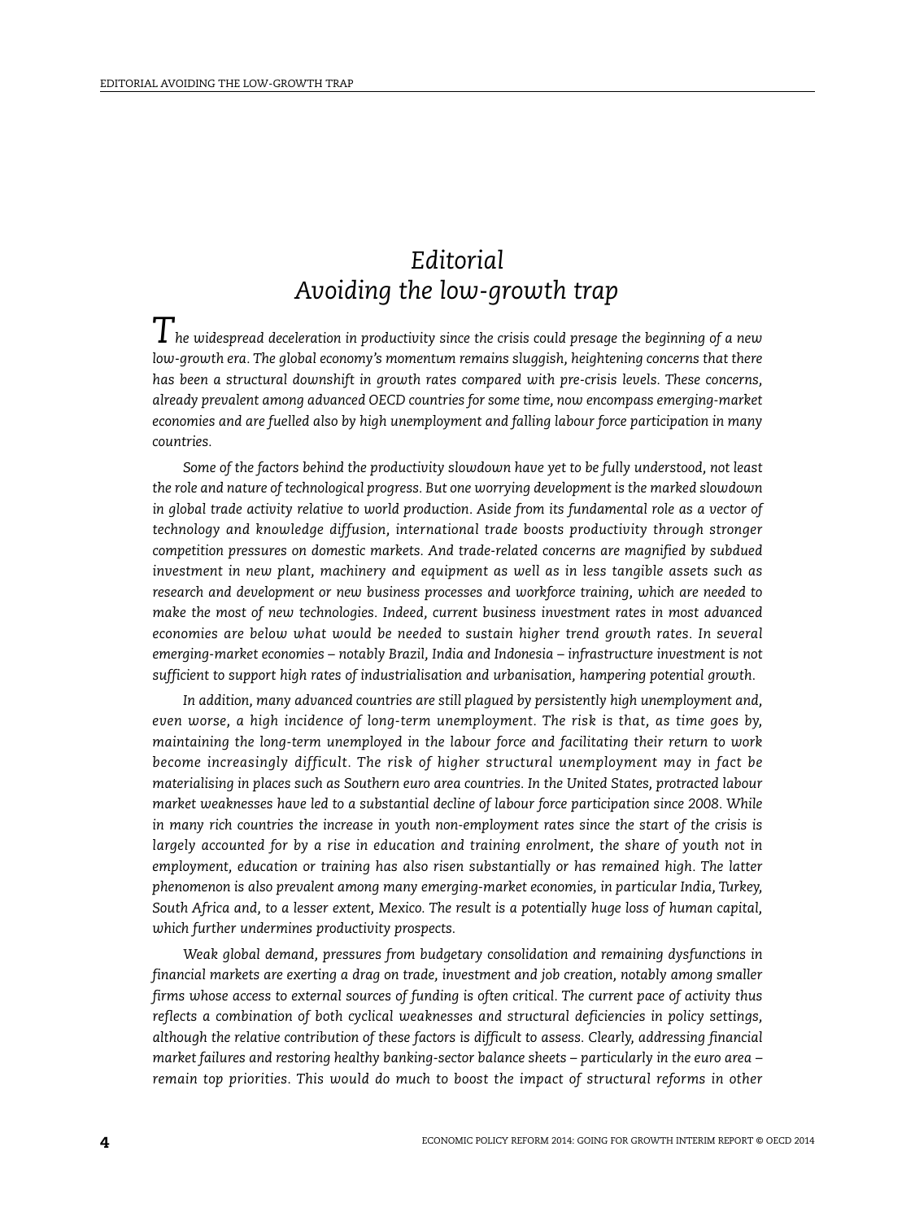# *Editorial*
# *Avoiding the low-growth trap*

*The widespread deceleration in productivity since the crisis could presage the beginning of a new low-growth era. The global economy's momentum remains sluggish, heightening concerns that there has been a structural downshift in growth rates compared with pre-crisis levels. These concerns, already prevalent among advanced OECD countries for some time, now encompass emerging-market economies and are fuelled also by high unemployment and falling labour force participation in many countries.*

*Some of the factors behind the productivity slowdown have yet to be fully understood, not least the role and nature of technological progress. But one worrying development is the marked slowdown in global trade activity relative to world production. Aside from its fundamental role as a vector of technology and knowledge diffusion, international trade boosts productivity through stronger competition pressures on domestic markets. And trade-related concerns are magnified by subdued investment in new plant, machinery and equipment as well as in less tangible assets such as research and development or new business processes and workforce training, which are needed to make the most of new technologies. Indeed, current business investment rates in most advanced economies are below what would be needed to sustain higher trend growth rates. In several emerging-market economies – notably Brazil, India and Indonesia – infrastructure investment is not sufficient to support high rates of industrialisation and urbanisation, hampering potential growth.*

*In addition, many advanced countries are still plagued by persistently high unemployment and, even worse, a high incidence of long-term unemployment. The risk is that, as time goes by, maintaining the long-term unemployed in the labour force and facilitating their return to work become increasingly difficult. The risk of higher structural unemployment may in fact be materialising in places such as Southern euro area countries. In the United States, protracted labour market weaknesses have led to a substantial decline of labour force participation since 2008. While in many rich countries the increase in youth non-employment rates since the start of the crisis is largely accounted for by a rise in education and training enrolment, the share of youth not in employment, education or training has also risen substantially or has remained high. The latter phenomenon is also prevalent among many emerging-market economies, in particular India, Turkey, South Africa and, to a lesser extent, Mexico. The result is a potentially huge loss of human capital, which further undermines productivity prospects.*

*Weak global demand, pressures from budgetary consolidation and remaining dysfunctions in financial markets are exerting a drag on trade, investment and job creation, notably among smaller firms whose access to external sources of funding is often critical. The current pace of activity thus reflects a combination of both cyclical weaknesses and structural deficiencies in policy settings, although the relative contribution of these factors is difficult to assess. Clearly, addressing financial market failures and restoring healthy banking-sector balance sheets – particularly in the euro area – remain top priorities. This would do much to boost the impact of structural reforms in other*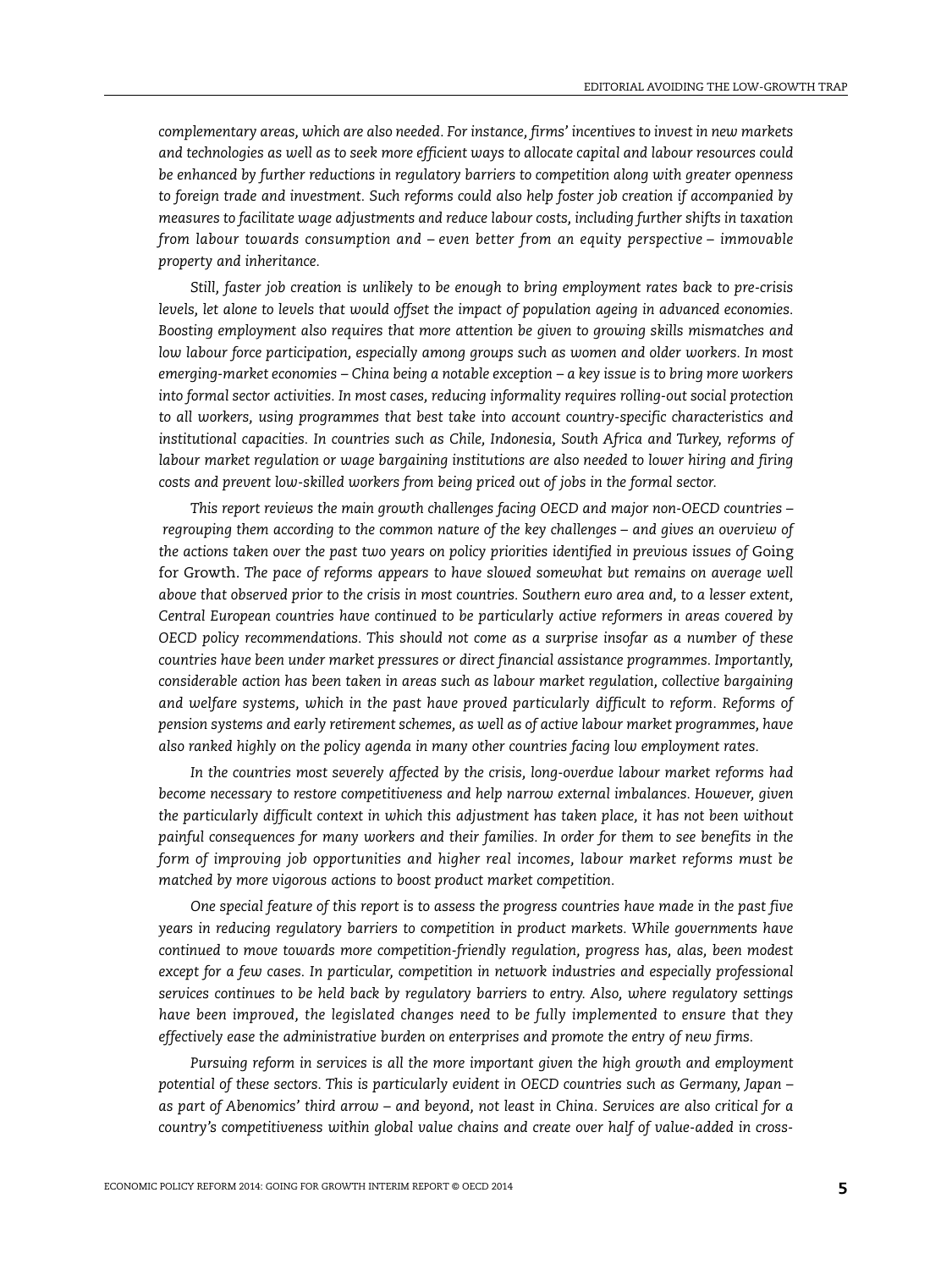*complementary areas, which are also needed. For instance, firms' incentives to invest in new markets and technologies as well as to seek more efficient ways to allocate capital and labour resources could be enhanced by further reductions in regulatory barriers to competition along with greater openness to foreign trade and investment. Such reforms could also help foster job creation if accompanied by measures to facilitate wage adjustments and reduce labour costs, including further shifts in taxation from labour towards consumption and – even better from an equity perspective – immovable property and inheritance.*

*Still, faster job creation is unlikely to be enough to bring employment rates back to pre-crisis levels, let alone to levels that would offset the impact of population ageing in advanced economies. Boosting employment also requires that more attention be given to growing skills mismatches and low labour force participation, especially among groups such as women and older workers. In most emerging-market economies – China being a notable exception – a key issue is to bring more workers into formal sector activities. In most cases, reducing informality requires rolling-out social protection to all workers, using programmes that best take into account country-specific characteristics and institutional capacities. In countries such as Chile, Indonesia, South Africa and Turkey, reforms of labour market regulation or wage bargaining institutions are also needed to lower hiring and firing costs and prevent low-skilled workers from being priced out of jobs in the formal sector.*

*This report reviews the main growth challenges facing OECD and major non-OECD countries – regrouping them according to the common nature of the key challenges – and gives an overview of the actions taken over the past two years on policy priorities identified in previous issues of* Going for Growth. *The pace of reforms appears to have slowed somewhat but remains on average well above that observed prior to the crisis in most countries. Southern euro area and, to a lesser extent, Central European countries have continued to be particularly active reformers in areas covered by OECD policy recommendations. This should not come as a surprise insofar as a number of these countries have been under market pressures or direct financial assistance programmes. Importantly, considerable action has been taken in areas such as labour market regulation, collective bargaining and welfare systems, which in the past have proved particularly difficult to reform. Reforms of pension systems and early retirement schemes, as well as of active labour market programmes, have also ranked highly on the policy agenda in many other countries facing low employment rates.*

*In the countries most severely affected by the crisis, long-overdue labour market reforms had become necessary to restore competitiveness and help narrow external imbalances. However, given the particularly difficult context in which this adjustment has taken place, it has not been without painful consequences for many workers and their families. In order for them to see benefits in the form of improving job opportunities and higher real incomes, labour market reforms must be matched by more vigorous actions to boost product market competition.*

*One special feature of this report is to assess the progress countries have made in the past five years in reducing regulatory barriers to competition in product markets. While governments have continued to move towards more competition-friendly regulation, progress has, alas, been modest except for a few cases. In particular, competition in network industries and especially professional services continues to be held back by regulatory barriers to entry. Also, where regulatory settings have been improved, the legislated changes need to be fully implemented to ensure that they effectively ease the administrative burden on enterprises and promote the entry of new firms.*

*Pursuing reform in services is all the more important given the high growth and employment potential of these sectors. This is particularly evident in OECD countries such as Germany, Japan – as part of Abenomics' third arrow – and beyond, not least in China. Services are also critical for a country's competitiveness within global value chains and create over half of value-added in cross-*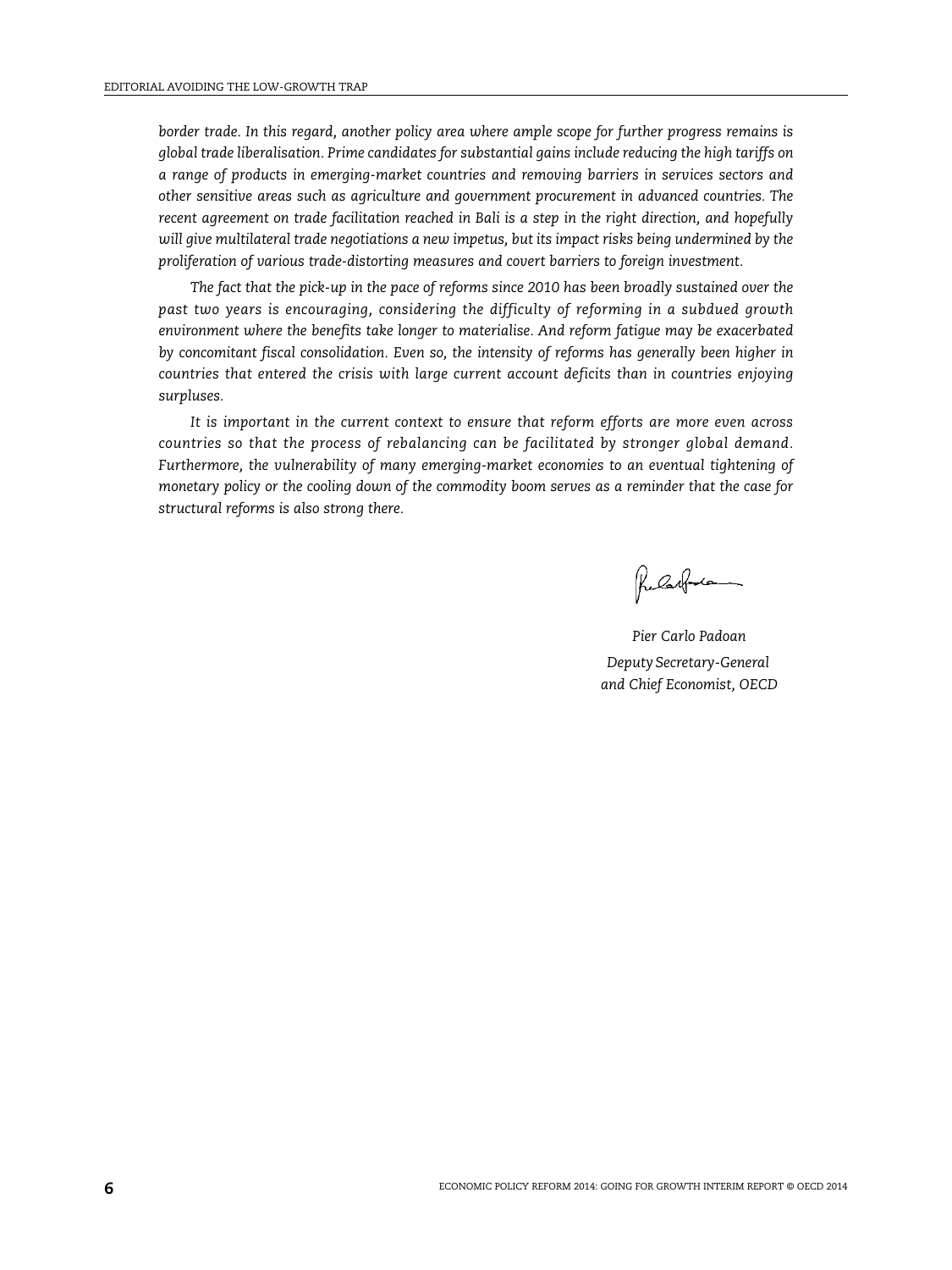*border trade. In this regard, another policy area where ample scope for further progress remains is global trade liberalisation. Prime candidates for substantial gains include reducing the high tariffs on a range of products in emerging-market countries and removing barriers in services sectors and other sensitive areas such as agriculture and government procurement in advanced countries. The recent agreement on trade facilitation reached in Bali is a step in the right direction, and hopefully will give multilateral trade negotiations a new impetus, but its impact risks being undermined by the proliferation of various trade-distorting measures and covert barriers to foreign investment.*

*The fact that the pick-up in the pace of reforms since 2010 has been broadly sustained over the past two years is encouraging, considering the difficulty of reforming in a subdued growth environment where the benefits take longer to materialise. And reform fatigue may be exacerbated by concomitant fiscal consolidation. Even so, the intensity of reforms has generally been higher in countries that entered the crisis with large current account deficits than in countries enjoying surpluses.*

*It is important in the current context to ensure that reform efforts are more even across countries so that the process of rebalancing can be facilitated by stronger global demand. Furthermore, the vulnerability of many emerging-market economies to an eventual tightening of monetary policy or the cooling down of the commodity boom serves as a reminder that the case for structural reforms is also strong there.*

*Pier Carlo Padoan*
*Deputy Secretary-General*
*and Chief Economist, OECD*